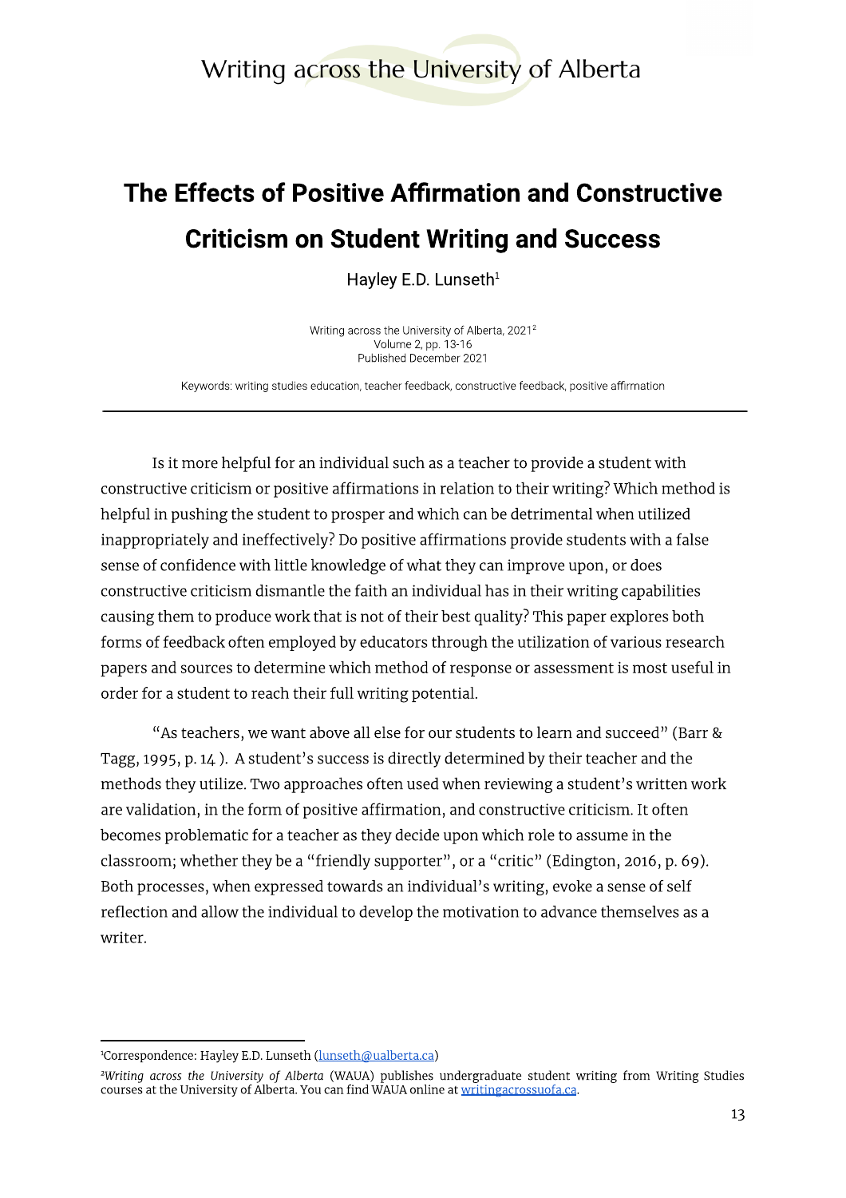# The Effects of Positive Affirmation and Constructive Criticism on Student Writing and Success

Hayley E.D. Lunseth[1]

Writing across the University of Alberta, 2021[2]
Volume 2, pp. 13-16
Published December 2021

Keywords: writing studies education, teacher feedback, constructive feedback, positive affirmation

---

Is it more helpful for an individual such as a teacher to provide a student with constructive criticism or positive affirmations in relation to their writing? Which method is helpful in pushing the student to prosper and which can be detrimental when utilized inappropriately and ineffectively? Do positive affirmations provide students with a false sense of confidence with little knowledge of what they can improve upon, or does constructive criticism dismantle the faith an individual has in their writing capabilities causing them to produce work that is not of their best quality? This paper explores both forms of feedback often employed by educators through the utilization of various research papers and sources to determine which method of response or assessment is most useful in order for a student to reach their full writing potential.

"As teachers, we want above all else for our students to learn and succeed" (Barr & Tagg, 1995, p. 14 ). A student's success is directly determined by their teacher and the methods they utilize. Two approaches often used when reviewing a student's written work are validation, in the form of positive affirmation, and constructive criticism. It often becomes problematic for a teacher as they decide upon which role to assume in the classroom; whether they be a "friendly supporter", or a "critic" (Edington, 2016, p. 69). Both processes, when expressed towards an individual's writing, evoke a sense of self reflection and allow the individual to develop the motivation to advance themselves as a writer.

---

[1]Correspondence: Hayley E.D. Lunseth (lunseth@ualberta.ca)

[2]*Writing across the University of Alberta* (WAUA) publishes undergraduate student writing from Writing Studies courses at the University of Alberta. You can find WAUA online at writingacrossuofa.ca.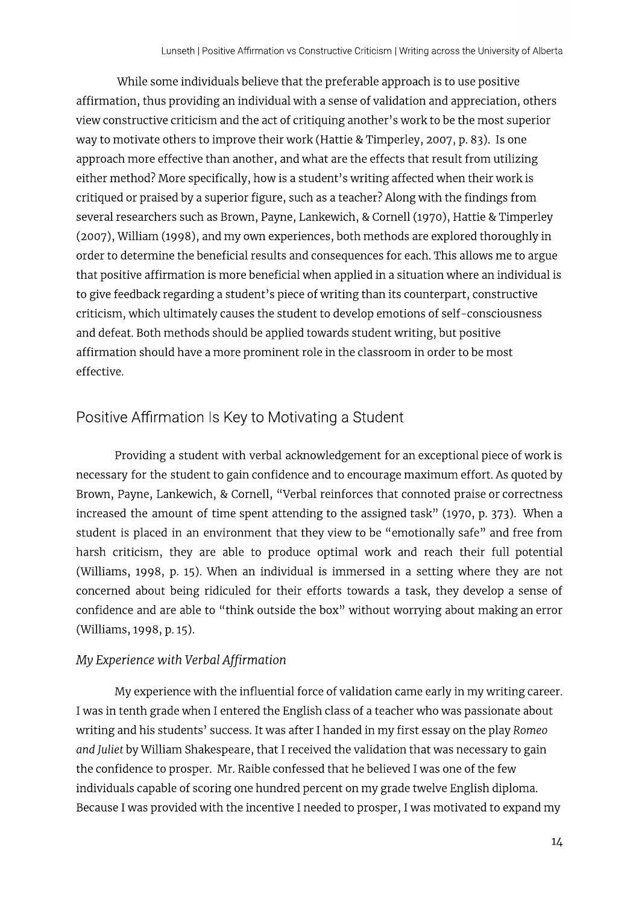While some individuals believe that the preferable approach is to use positive affirmation, thus providing an individual with a sense of validation and appreciation, others view constructive criticism and the act of critiquing another's work to be the most superior way to motivate others to improve their work (Hattie & Timperley, 2007, p. 83). Is one approach more effective than another, and what are the effects that result from utilizing either method? More specifically, how is a student's writing affected when their work is critiqued or praised by a superior figure, such as a teacher? Along with the findings from several researchers such as Brown, Payne, Lankewich, & Cornell (1970), Hattie & Timperley (2007), William (1998), and my own experiences, both methods are explored thoroughly in order to determine the beneficial results and consequences for each. This allows me to argue that positive affirmation is more beneficial when applied in a situation where an individual is to give feedback regarding a student's piece of writing than its counterpart, constructive criticism, which ultimately causes the student to develop emotions of self-consciousness and defeat. Both methods should be applied towards student writing, but positive affirmation should have a more prominent role in the classroom in order to be most effective.

## Positive Affirmation Is Key to Motivating a Student

Providing a student with verbal acknowledgement for an exceptional piece of work is necessary for the student to gain confidence and to encourage maximum effort. As quoted by Brown, Payne, Lankewich, & Cornell, "Verbal reinforces that connoted praise or correctness increased the amount of time spent attending to the assigned task" (1970, p. 373). When a student is placed in an environment that they view to be "emotionally safe" and free from harsh criticism, they are able to produce optimal work and reach their full potential (Williams, 1998, p. 15). When an individual is immersed in a setting where they are not concerned about being ridiculed for their efforts towards a task, they develop a sense of confidence and are able to "think outside the box" without worrying about making an error (Williams, 1998, p. 15).

### *My Experience with Verbal Affirmation*

My experience with the influential force of validation came early in my writing career. I was in tenth grade when I entered the English class of a teacher who was passionate about writing and his students' success. It was after I handed in my first essay on the play *Romeo and Juliet* by William Shakespeare, that I received the validation that was necessary to gain the confidence to prosper. Mr. Raible confessed that he believed I was one of the few individuals capable of scoring one hundred percent on my grade twelve English diploma. Because I was provided with the incentive I needed to prosper, I was motivated to expand my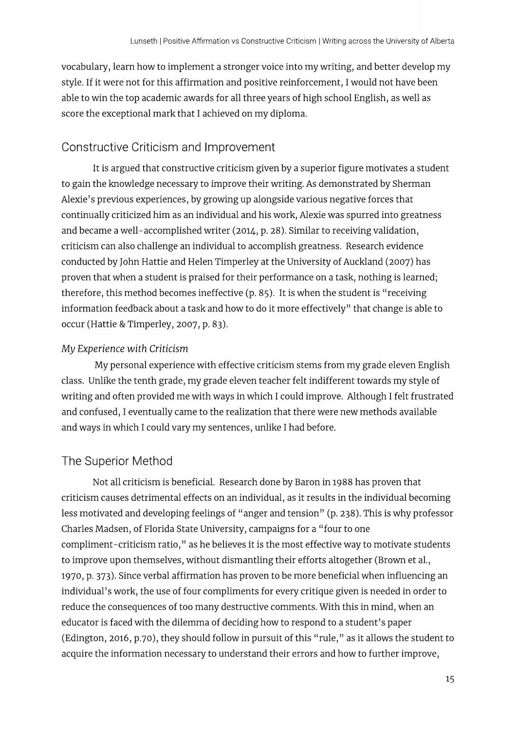vocabulary, learn how to implement a stronger voice into my writing, and better develop my style. If it were not for this affirmation and positive reinforcement, I would not have been able to win the top academic awards for all three years of high school English, as well as score the exceptional mark that I achieved on my diploma.

## Constructive Criticism and Improvement

It is argued that constructive criticism given by a superior figure motivates a student to gain the knowledge necessary to improve their writing. As demonstrated by Sherman Alexie's previous experiences, by growing up alongside various negative forces that continually criticized him as an individual and his work, Alexie was spurred into greatness and became a well-accomplished writer (2014, p. 28). Similar to receiving validation, criticism can also challenge an individual to accomplish greatness. Research evidence conducted by John Hattie and Helen Timperley at the University of Auckland (2007) has proven that when a student is praised for their performance on a task, nothing is learned; therefore, this method becomes ineffective (p. 85). It is when the student is "receiving information feedback about a task and how to do it more effectively" that change is able to occur (Hattie & Timperley, 2007, p. 83).

### *My Experience with Criticism*

My personal experience with effective criticism stems from my grade eleven English class. Unlike the tenth grade, my grade eleven teacher felt indifferent towards my style of writing and often provided me with ways in which I could improve. Although I felt frustrated and confused, I eventually came to the realization that there were new methods available and ways in which I could vary my sentences, unlike I had before.

## The Superior Method

Not all criticism is beneficial. Research done by Baron in 1988 has proven that criticism causes detrimental effects on an individual, as it results in the individual becoming less motivated and developing feelings of "anger and tension" (p. 238). This is why professor Charles Madsen, of Florida State University, campaigns for a "four to one compliment-criticism ratio," as he believes it is the most effective way to motivate students to improve upon themselves, without dismantling their efforts altogether (Brown et al., 1970, p. 373). Since verbal affirmation has proven to be more beneficial when influencing an individual's work, the use of four compliments for every critique given is needed in order to reduce the consequences of too many destructive comments. With this in mind, when an educator is faced with the dilemma of deciding how to respond to a student's paper (Edington, 2016, p.70), they should follow in pursuit of this "rule," as it allows the student to acquire the information necessary to understand their errors and how to further improve,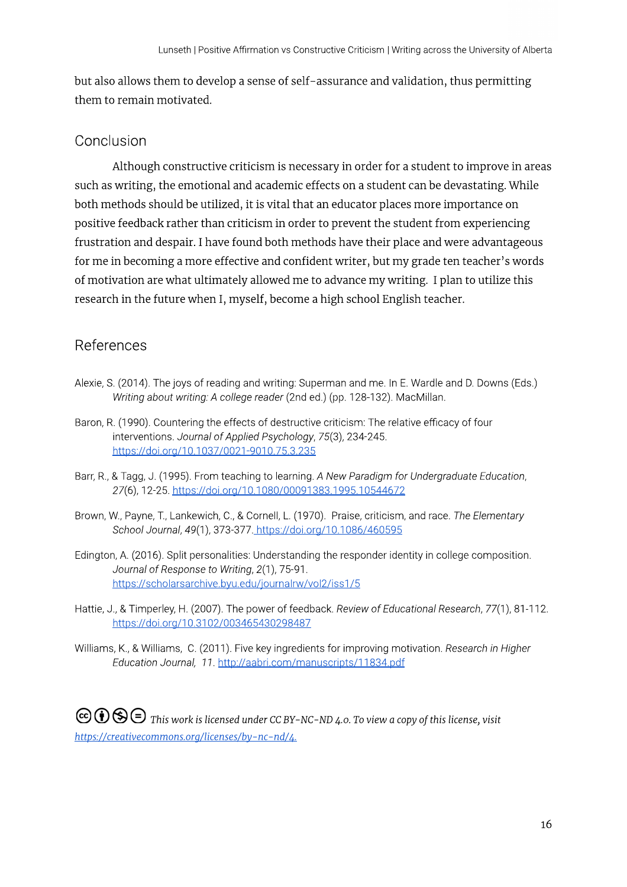but also allows them to develop a sense of self-assurance and validation, thus permitting them to remain motivated.

## Conclusion

Although constructive criticism is necessary in order for a student to improve in areas such as writing, the emotional and academic effects on a student can be devastating. While both methods should be utilized, it is vital that an educator places more importance on positive feedback rather than criticism in order to prevent the student from experiencing frustration and despair. I have found both methods have their place and were advantageous for me in becoming a more effective and confident writer, but my grade ten teacher's words of motivation are what ultimately allowed me to advance my writing. I plan to utilize this research in the future when I, myself, become a high school English teacher.

## References

Alexie, S. (2014). The joys of reading and writing: Superman and me. In E. Wardle and D. Downs (Eds.) *Writing about writing: A college reader* (2nd ed.) (pp. 128-132). MacMillan.

Baron, R. (1990). Countering the effects of destructive criticism: The relative efficacy of four interventions. *Journal of Applied Psychology*, *75*(3), 234-245. https://doi.org/10.1037/0021-9010.75.3.235

Barr, R., & Tagg, J. (1995). From teaching to learning. *A New Paradigm for Undergraduate Education*, *27*(6), 12-25. https://doi.org/10.1080/00091383.1995.10544672

Brown, W., Payne, T., Lankewich, C., & Cornell, L. (1970). Praise, criticism, and race. *The Elementary School Journal*, *49*(1), 373-377. https://doi.org/10.1086/460595

Edington, A. (2016). Split personalities: Understanding the responder identity in college composition. *Journal of Response to Writing*, *2*(1), 75-91. https://scholarsarchive.byu.edu/journalrw/vol2/iss1/5

Hattie, J., & Timperley, H. (2007). The power of feedback. *Review of Educational Research*, *77*(1), 81-112. https://doi.org/10.3102/003465430298487

Williams, K., & Williams, C. (2011). Five key ingredients for improving motivation. *Research in Higher Education Journal*, *11*. http://aabri.com/manuscripts/11834.pdf

*This work is licensed under CC BY-NC-ND 4.0. To view a copy of this license, visit https://creativecommons.org/licenses/by-nc-nd/4.*